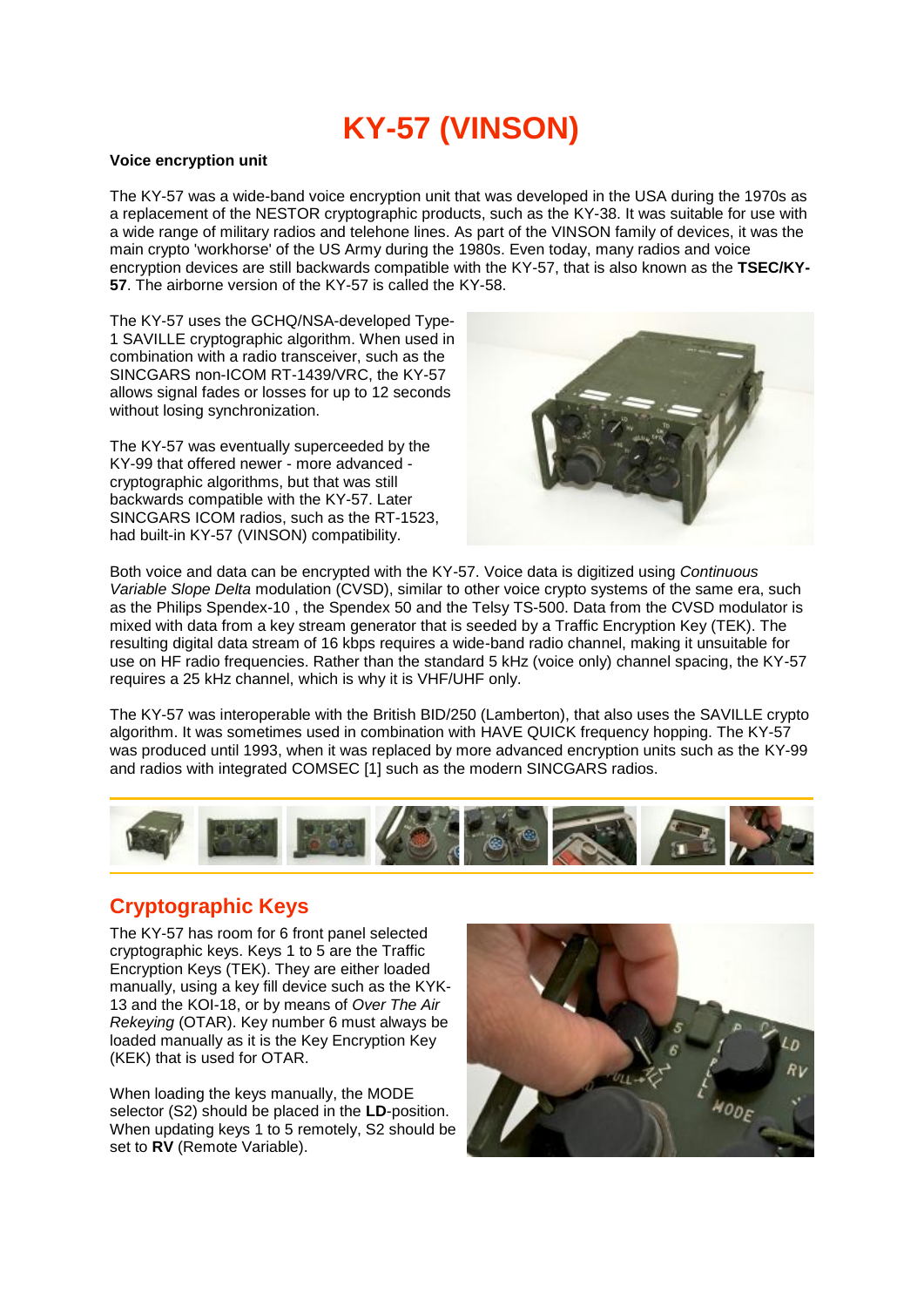# KY-57 (VINSON)

**Voice encryption unit**

The KY-57 was a wide-band voice encryption unit that was developed in the USA during the 1970s as a replacement of the NESTOR cryptographic products, such as the KY-38. It was suitable for use with a wide range of military radios and telehone lines. As part of the VINSON family of devices, it was the main crypto 'workhorse' of the US Army during the 1980s. Even today, many radios and voice encryption devices are still backwards compatible with the KY-57, that is also known as the **TSEC/KY-57**. The airborne version of the KY-57 is called the KY-58.

The KY-57 uses the GCHQ/NSA-developed Type-1 SAVILLE cryptographic algorithm. When used in combination with a radio transceiver, such as the SINCGARS non-ICOM RT-1439/VRC, the KY-57 allows signal fades or losses for up to 12 seconds without losing synchronization.

The KY-57 was eventually superceeded by the KY-99 that offered newer - more advanced - cryptographic algorithms, but that was still backwards compatible with the KY-57. Later SINCGARS ICOM radios, such as the RT-1523, had built-in KY-57 (VINSON) compatibility.

Both voice and data can be encrypted with the KY-57. Voice data is digitized using *Continuous Variable Slope Delta* modulation (CVSD), similar to other voice crypto systems of the same era, such as the Philips Spendex-10 , the Spendex 50 and the Telsy TS-500. Data from the CVSD modulator is mixed with data from a key stream generator that is seeded by a Traffic Encryption Key (TEK). The resulting digital data stream of 16 kbps requires a wide-band radio channel, making it unsuitable for use on HF radio frequencies. Rather than the standard 5 kHz (voice only) channel spacing, the KY-57 requires a 25 kHz channel, which is why it is VHF/UHF only.

The KY-57 was interoperable with the British BID/250 (Lamberton), that also uses the SAVILLE crypto algorithm. It was sometimes used in combination with HAVE QUICK frequency hopping. The KY-57 was produced until 1993, when it was replaced by more advanced encryption units such as the KY-99 and radios with integrated COMSEC [1] such as the modern SINCGARS radios.

## Cryptographic Keys

The KY-57 has room for 6 front panel selected cryptographic keys. Keys 1 to 5 are the Traffic Encryption Keys (TEK). They are either loaded manually, using a key fill device such as the KYK-13 and the KOI-18, or by means of *Over The Air Rekeying* (OTAR). Key number 6 must always be loaded manually as it is the Key Encryption Key (KEK) that is used for OTAR.

When loading the keys manually, the MODE selector (S2) should be placed in the **LD**-position. When updating keys 1 to 5 remotely, S2 should be set to **RV** (Remote Variable).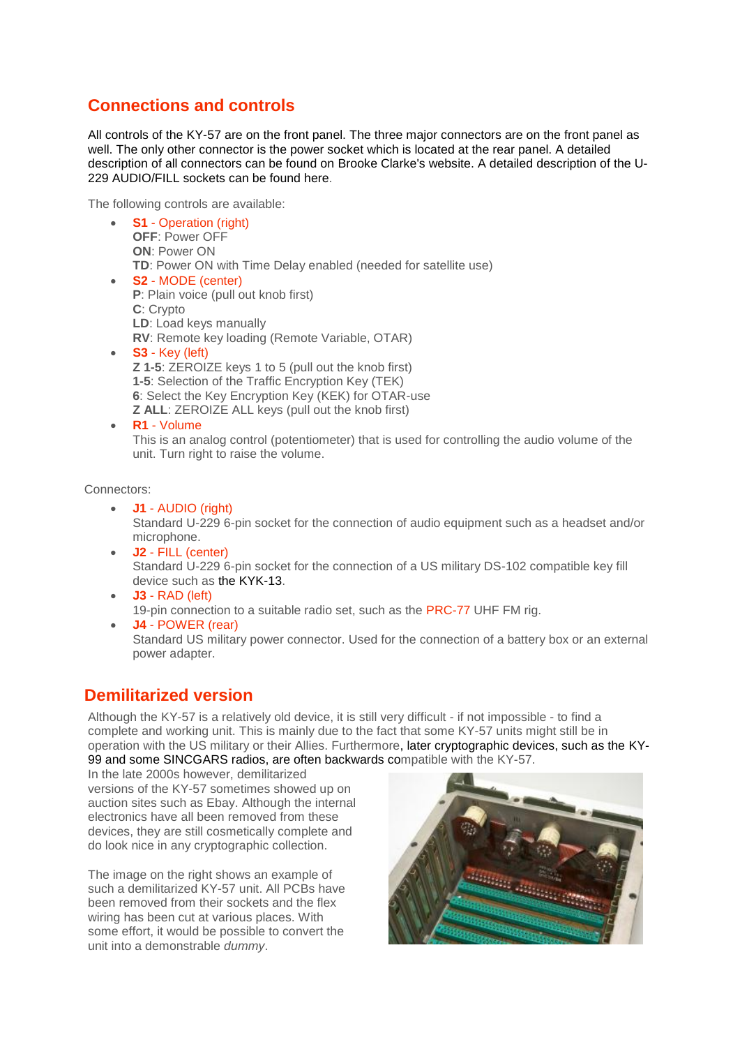## Connections and controls

All controls of the KY-57 are on the front panel. The three major connectors are on the front panel as well. The only other connector is the power socket which is located at the rear panel. A detailed description of all connectors can be found on Brooke Clarke's website. A detailed description of the U-229 AUDIO/FILL sockets can be found here.

The following controls are available:

- **S1** - Operation (right)
  **OFF**: Power OFF
  **ON**: Power ON
  **TD**: Power ON with Time Delay enabled (needed for satellite use)
- **S2** - MODE (center)
  **P**: Plain voice (pull out knob first)
  **C**: Crypto
  **LD**: Load keys manually
  **RV**: Remote key loading (Remote Variable, OTAR)
- **S3** - Key (left)
  **Z 1-5**: ZEROIZE keys 1 to 5 (pull out the knob first)
  **1-5**: Selection of the Traffic Encryption Key (TEK)
  **6**: Select the Key Encryption Key (KEK) for OTAR-use
  **Z ALL**: ZEROIZE ALL keys (pull out the knob first)
- **R1** - Volume
  This is an analog control (potentiometer) that is used for controlling the audio volume of the unit. Turn right to raise the volume.

Connectors:

- **J1** - AUDIO (right)
  Standard U-229 6-pin socket for the connection of audio equipment such as a headset and/or microphone.
- **J2** - FILL (center)
  Standard U-229 6-pin socket for the connection of a US military DS-102 compatible key fill device such as the KYK-13.
- **J3** - RAD (left)
  19-pin connection to a suitable radio set, such as the PRC-77 UHF FM rig.
- **J4** - POWER (rear)
  Standard US military power connector. Used for the connection of a battery box or an external power adapter.

## Demilitarized version

Although the KY-57 is a relatively old device, it is still very difficult - if not impossible - to find a complete and working unit. This is mainly due to the fact that some KY-57 units might still be in operation with the US military or their Allies. Furthermore, later cryptographic devices, such as the KY-99 and some SINCGARS radios, are often backwards compatible with the KY-57.

In the late 2000s however, demilitarized versions of the KY-57 sometimes showed up on auction sites such as Ebay. Although the internal electronics have all been removed from these devices, they are still cosmetically complete and do look nice in any cryptographic collection.

The image on the right shows an example of such a demilitarized KY-57 unit. All PCBs have been removed from their sockets and the flex wiring has been cut at various places. With some effort, it would be possible to convert the unit into a demonstrable *dummy*.